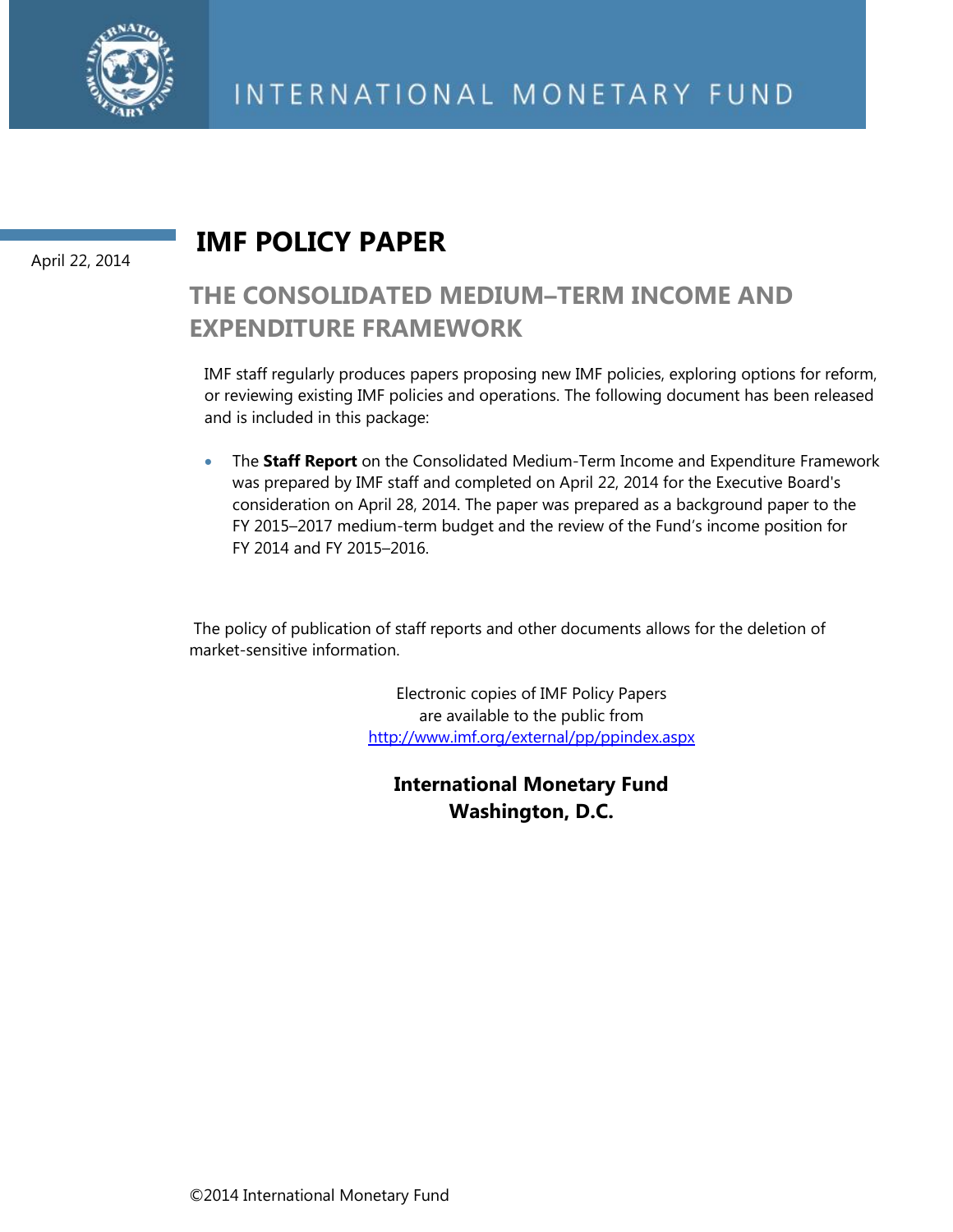INTERNATIONAL MONETARY FUND

April 22, 2014

# IMF POLICY PAPER

## THE CONSOLIDATED MEDIUM–TERM INCOME AND EXPENDITURE FRAMEWORK

IMF staff regularly produces papers proposing new IMF policies, exploring options for reform, or reviewing existing IMF policies and operations. The following document has been released and is included in this package:

- The **Staff Report** on the Consolidated Medium-Term Income and Expenditure Framework was prepared by IMF staff and completed on April 22, 2014 for the Executive Board's consideration on April 28, 2014. The paper was prepared as a background paper to the FY 2015–2017 medium-term budget and the review of the Fund's income position for FY 2014 and FY 2015–2016.

The policy of publication of staff reports and other documents allows for the deletion of market-sensitive information.

Electronic copies of IMF Policy Papers
are available to the public from
http://www.imf.org/external/pp/ppindex.aspx

**International Monetary Fund**
**Washington, D.C.**

©2014 International Monetary Fund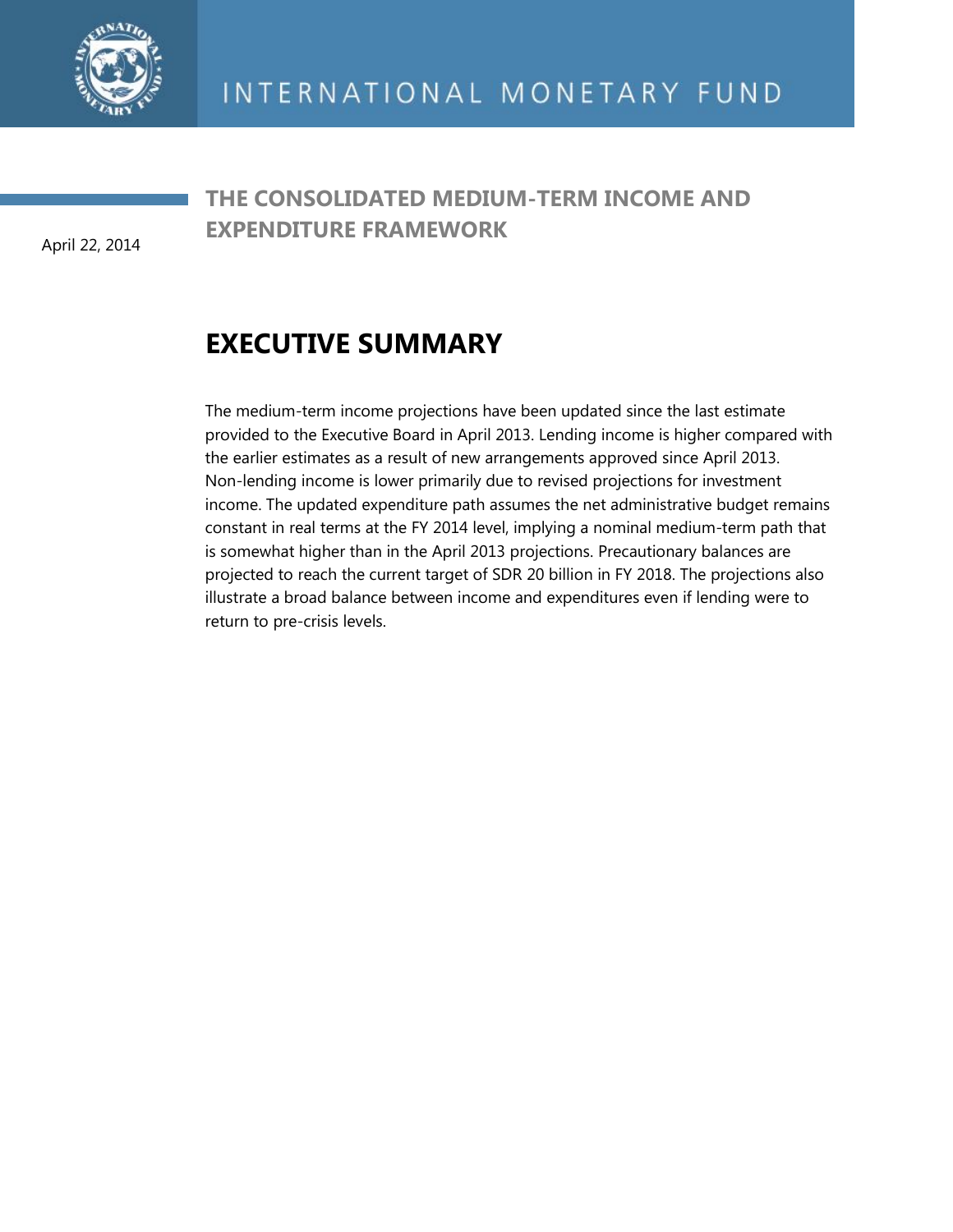INTERNATIONAL MONETARY FUND

April 22, 2014

# THE CONSOLIDATED MEDIUM-TERM INCOME AND EXPENDITURE FRAMEWORK

## EXECUTIVE SUMMARY

The medium-term income projections have been updated since the last estimate provided to the Executive Board in April 2013. Lending income is higher compared with the earlier estimates as a result of new arrangements approved since April 2013. Non-lending income is lower primarily due to revised projections for investment income. The updated expenditure path assumes the net administrative budget remains constant in real terms at the FY 2014 level, implying a nominal medium-term path that is somewhat higher than in the April 2013 projections. Precautionary balances are projected to reach the current target of SDR 20 billion in FY 2018. The projections also illustrate a broad balance between income and expenditures even if lending were to return to pre-crisis levels.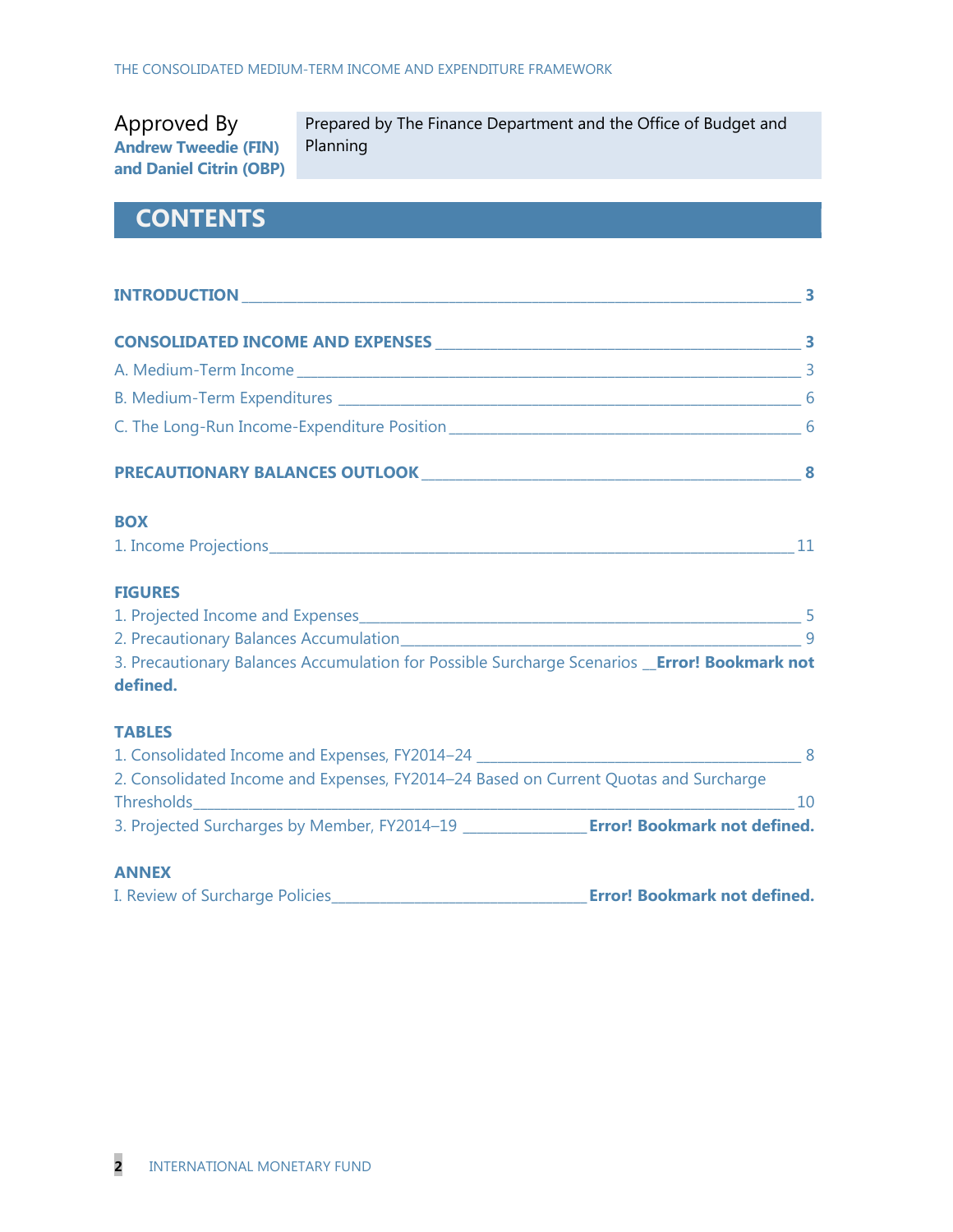Approved By
**Andrew Tweedie (FIN) and Daniel Citrin (OBP)**

Prepared by The Finance Department and the Office of Budget and Planning

# CONTENTS

**INTRODUCTION** 3

**CONSOLIDATED INCOME AND EXPENSES** 3

A. Medium-Term Income 3

B. Medium-Term Expenditures 6

C. The Long-Run Income-Expenditure Position 6

**PRECAUTIONARY BALANCES OUTLOOK** 8

**BOX**

1. Income Projections 11

**FIGURES**

1. Projected Income and Expenses 5
2. Precautionary Balances Accumulation 9
3. Precautionary Balances Accumulation for Possible Surcharge Scenarios **Error! Bookmark not defined.**

**TABLES**

1. Consolidated Income and Expenses, FY2014–24 8
2. Consolidated Income and Expenses, FY2014–24 Based on Current Quotas and Surcharge Thresholds 10
3. Projected Surcharges by Member, FY2014–19 **Error! Bookmark not defined.**

**ANNEX**

I. Review of Surcharge Policies **Error! Bookmark not defined.**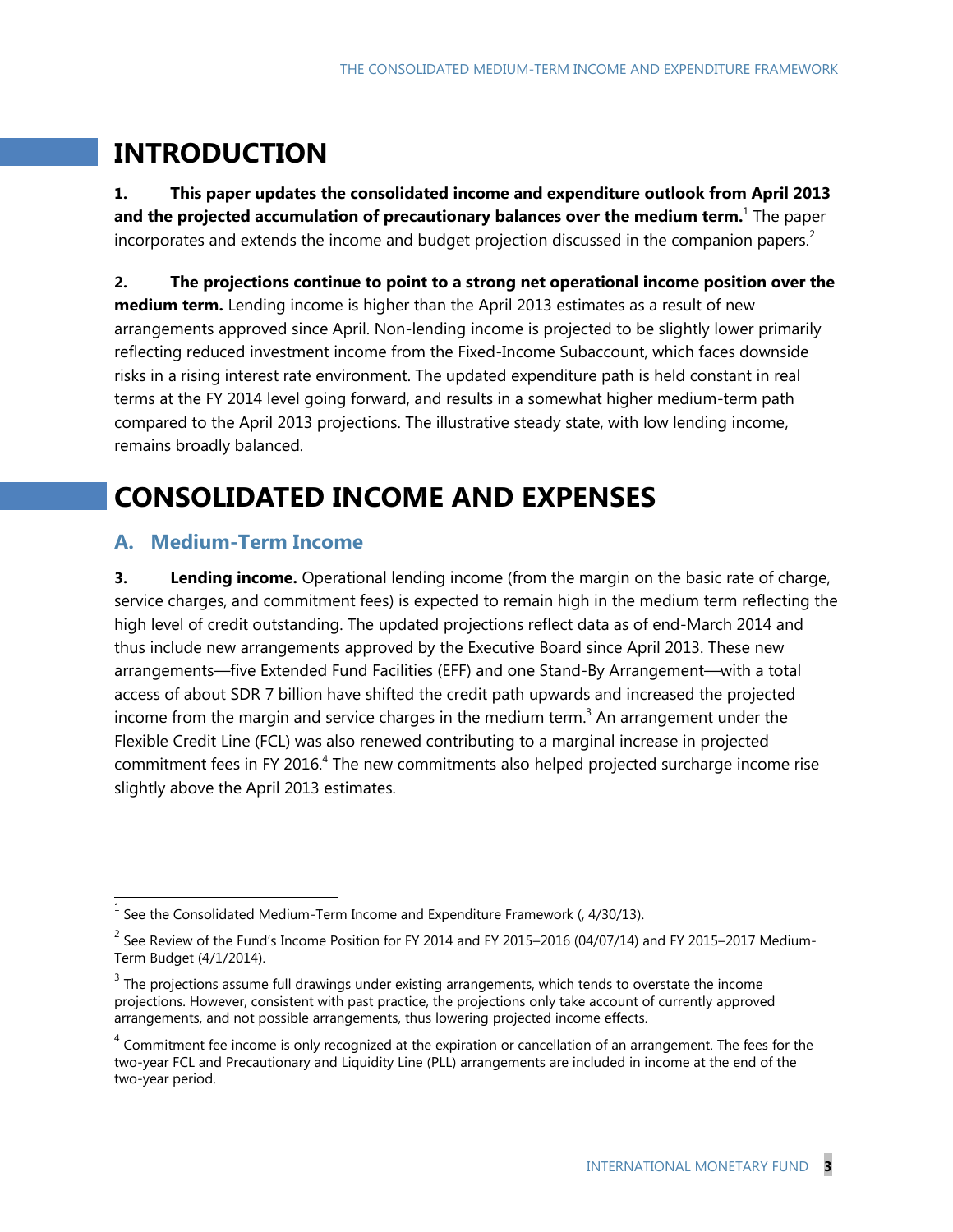# INTRODUCTION

**1. This paper updates the consolidated income and expenditure outlook from April 2013 and the projected accumulation of precautionary balances over the medium term.**[1] The paper incorporates and extends the income and budget projection discussed in the companion papers.[2]

**2. The projections continue to point to a strong net operational income position over the medium term.** Lending income is higher than the April 2013 estimates as a result of new arrangements approved since April. Non-lending income is projected to be slightly lower primarily reflecting reduced investment income from the Fixed-Income Subaccount, which faces downside risks in a rising interest rate environment. The updated expenditure path is held constant in real terms at the FY 2014 level going forward, and results in a somewhat higher medium-term path compared to the April 2013 projections. The illustrative steady state, with low lending income, remains broadly balanced.

# CONSOLIDATED INCOME AND EXPENSES

## A. Medium-Term Income

**3. Lending income.** Operational lending income (from the margin on the basic rate of charge, service charges, and commitment fees) is expected to remain high in the medium term reflecting the high level of credit outstanding. The updated projections reflect data as of end-March 2014 and thus include new arrangements approved by the Executive Board since April 2013. These new arrangements—five Extended Fund Facilities (EFF) and one Stand-By Arrangement—with a total access of about SDR 7 billion have shifted the credit path upwards and increased the projected income from the margin and service charges in the medium term.[3] An arrangement under the Flexible Credit Line (FCL) was also renewed contributing to a marginal increase in projected commitment fees in FY 2016.[4] The new commitments also helped projected surcharge income rise slightly above the April 2013 estimates.

---

[1] See the Consolidated Medium-Term Income and Expenditure Framework (, 4/30/13).

[2] See Review of the Fund's Income Position for FY 2014 and FY 2015–2016 (04/07/14) and FY 2015–2017 Medium-Term Budget (4/1/2014).

[3] The projections assume full drawings under existing arrangements, which tends to overstate the income projections. However, consistent with past practice, the projections only take account of currently approved arrangements, and not possible arrangements, thus lowering projected income effects.

[4] Commitment fee income is only recognized at the expiration or cancellation of an arrangement. The fees for the two-year FCL and Precautionary and Liquidity Line (PLL) arrangements are included in income at the end of the two-year period.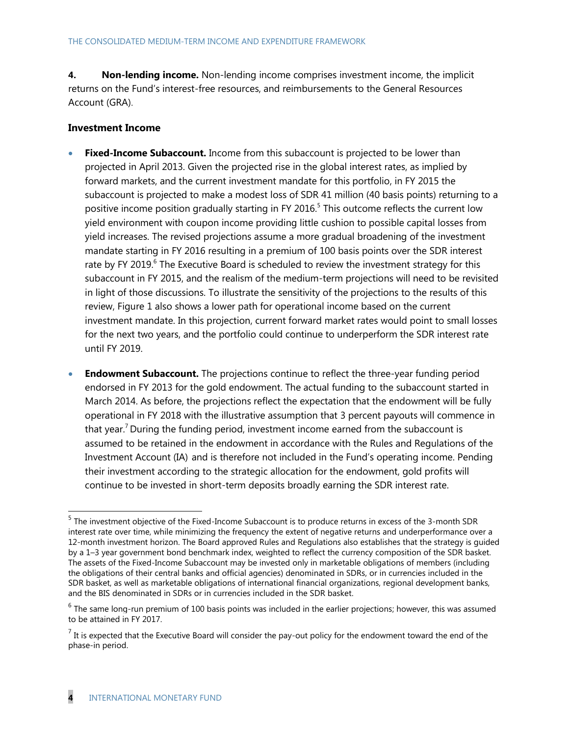**4. Non-lending income.** Non-lending income comprises investment income, the implicit returns on the Fund's interest-free resources, and reimbursements to the General Resources Account (GRA).

**Investment Income**

- **Fixed-Income Subaccount.** Income from this subaccount is projected to be lower than projected in April 2013. Given the projected rise in the global interest rates, as implied by forward markets, and the current investment mandate for this portfolio, in FY 2015 the subaccount is projected to make a modest loss of SDR 41 million (40 basis points) returning to a positive income position gradually starting in FY 2016.[5] This outcome reflects the current low yield environment with coupon income providing little cushion to possible capital losses from yield increases. The revised projections assume a more gradual broadening of the investment mandate starting in FY 2016 resulting in a premium of 100 basis points over the SDR interest rate by FY 2019.[6] The Executive Board is scheduled to review the investment strategy for this subaccount in FY 2015, and the realism of the medium-term projections will need to be revisited in light of those discussions. To illustrate the sensitivity of the projections to the results of this review, Figure 1 also shows a lower path for operational income based on the current investment mandate. In this projection, current forward market rates would point to small losses for the next two years, and the portfolio could continue to underperform the SDR interest rate until FY 2019.

- **Endowment Subaccount.** The projections continue to reflect the three-year funding period endorsed in FY 2013 for the gold endowment. The actual funding to the subaccount started in March 2014. As before, the projections reflect the expectation that the endowment will be fully operational in FY 2018 with the illustrative assumption that 3 percent payouts will commence in that year.[7] During the funding period, investment income earned from the subaccount is assumed to be retained in the endowment in accordance with the Rules and Regulations of the Investment Account (IA) and is therefore not included in the Fund's operating income. Pending their investment according to the strategic allocation for the endowment, gold profits will continue to be invested in short-term deposits broadly earning the SDR interest rate.

---

[5] The investment objective of the Fixed-Income Subaccount is to produce returns in excess of the 3-month SDR interest rate over time, while minimizing the frequency the extent of negative returns and underperformance over a 12-month investment horizon. The Board approved Rules and Regulations also establishes that the strategy is guided by a 1–3 year government bond benchmark index, weighted to reflect the currency composition of the SDR basket. The assets of the Fixed-Income Subaccount may be invested only in marketable obligations of members (including the obligations of their central banks and official agencies) denominated in SDRs, or in currencies included in the SDR basket, as well as marketable obligations of international financial organizations, regional development banks, and the BIS denominated in SDRs or in currencies included in the SDR basket.

[6] The same long-run premium of 100 basis points was included in the earlier projections; however, this was assumed to be attained in FY 2017.

[7] It is expected that the Executive Board will consider the pay-out policy for the endowment toward the end of the phase-in period.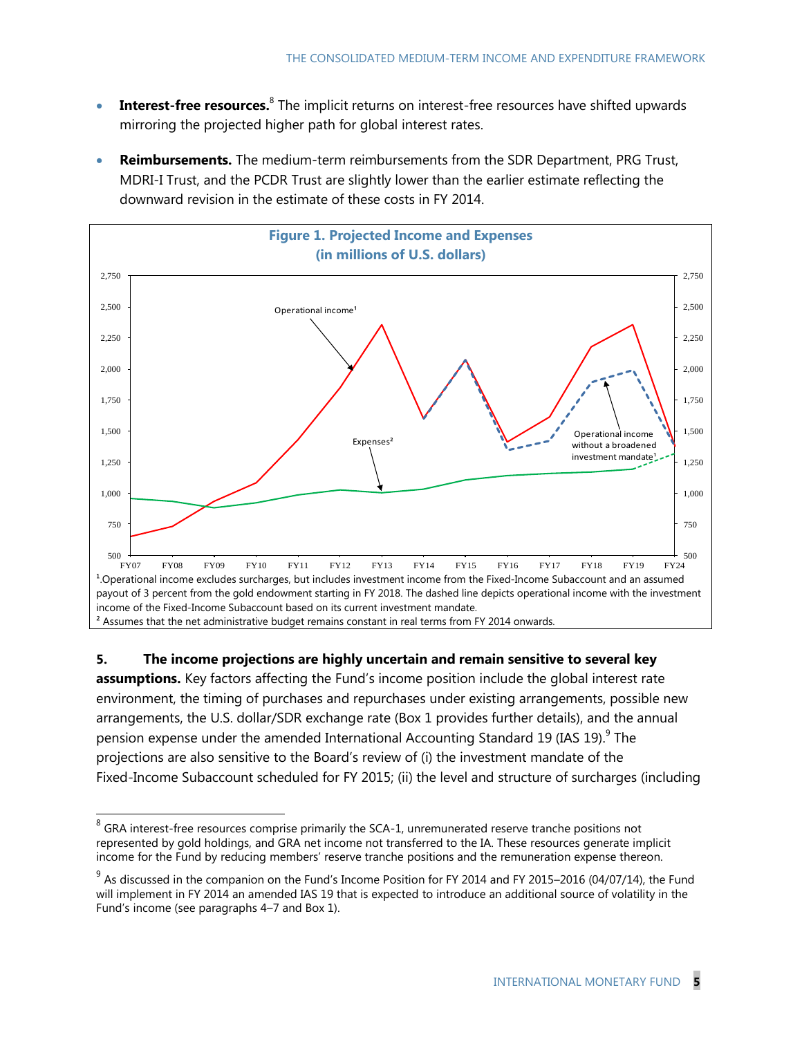- **Interest-free resources.**[8] The implicit returns on interest-free resources have shifted upwards mirroring the projected higher path for global interest rates.

- **Reimbursements.** The medium-term reimbursements from the SDR Department, PRG Trust, MDRI-I Trust, and the PCDR Trust are slightly lower than the earlier estimate reflecting the downward revision in the estimate of these costs in FY 2014.

**Figure 1. Projected Income and Expenses (in millions of U.S. dollars)**

[1] Operational income excludes surcharges, but includes investment income from the Fixed-Income Subaccount and an assumed payout of 3 percent from the gold endowment starting in FY 2018. The dashed line depicts operational income with the investment income of the Fixed-Income Subaccount based on its current investment mandate.

[2] Assumes that the net administrative budget remains constant in real terms from FY 2014 onwards.

**5. The income projections are highly uncertain and remain sensitive to several key assumptions.** Key factors affecting the Fund's income position include the global interest rate environment, the timing of purchases and repurchases under existing arrangements, possible new arrangements, the U.S. dollar/SDR exchange rate (Box 1 provides further details), and the annual pension expense under the amended International Accounting Standard 19 (IAS 19).[9] The projections are also sensitive to the Board's review of (i) the investment mandate of the Fixed-Income Subaccount scheduled for FY 2015; (ii) the level and structure of surcharges (including

---

[8] GRA interest-free resources comprise primarily the SCA-1, unremunerated reserve tranche positions not represented by gold holdings, and GRA net income not transferred to the IA. These resources generate implicit income for the Fund by reducing members' reserve tranche positions and the remuneration expense thereon.

[9] As discussed in the companion on the Fund's Income Position for FY 2014 and FY 2015–2016 (04/07/14), the Fund will implement in FY 2014 an amended IAS 19 that is expected to introduce an additional source of volatility in the Fund's income (see paragraphs 4–7 and Box 1).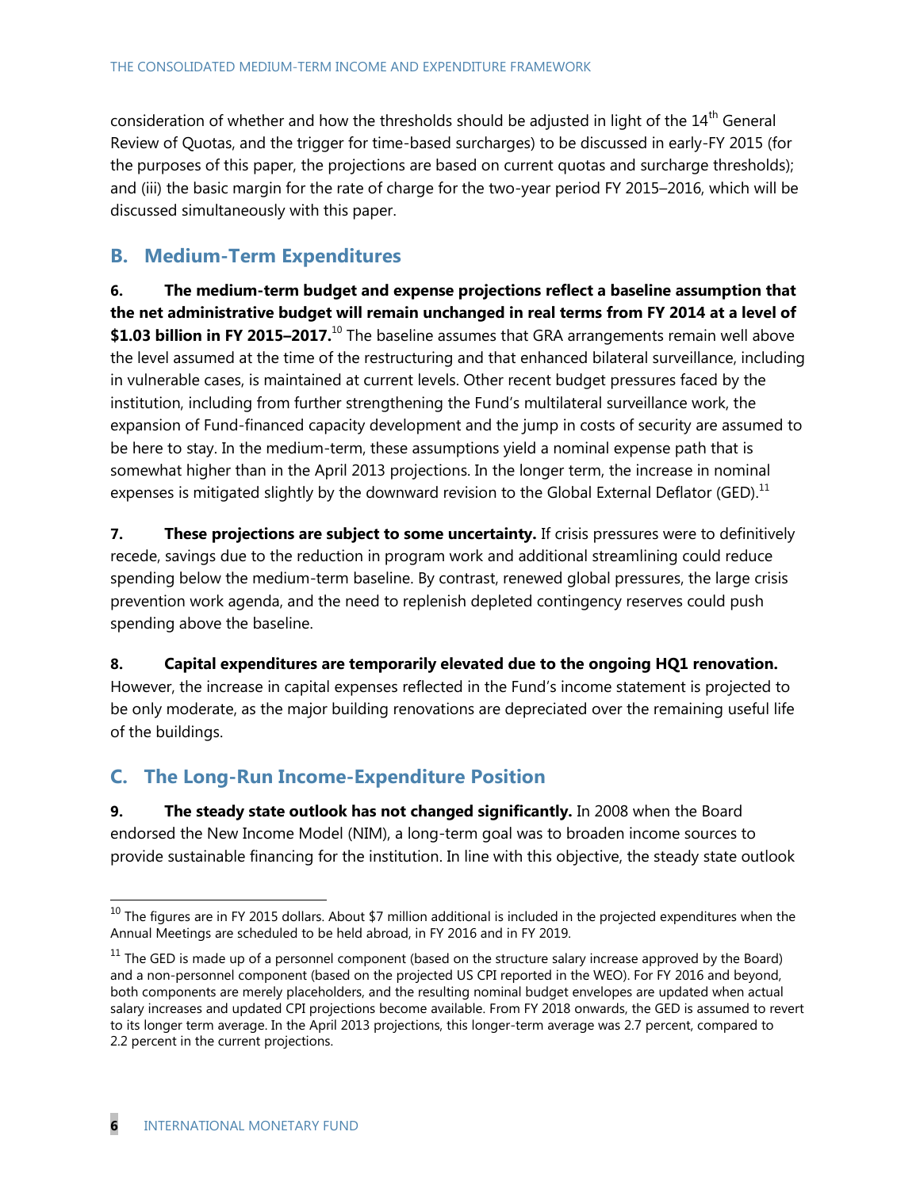consideration of whether and how the thresholds should be adjusted in light of the 14th General Review of Quotas, and the trigger for time-based surcharges) to be discussed in early-FY 2015 (for the purposes of this paper, the projections are based on current quotas and surcharge thresholds); and (iii) the basic margin for the rate of charge for the two-year period FY 2015–2016, which will be discussed simultaneously with this paper.

## B. Medium-Term Expenditures

**6. The medium-term budget and expense projections reflect a baseline assumption that the net administrative budget will remain unchanged in real terms from FY 2014 at a level of $1.03 billion in FY 2015–2017.**[10] The baseline assumes that GRA arrangements remain well above the level assumed at the time of the restructuring and that enhanced bilateral surveillance, including in vulnerable cases, is maintained at current levels. Other recent budget pressures faced by the institution, including from further strengthening the Fund's multilateral surveillance work, the expansion of Fund-financed capacity development and the jump in costs of security are assumed to be here to stay. In the medium-term, these assumptions yield a nominal expense path that is somewhat higher than in the April 2013 projections. In the longer term, the increase in nominal expenses is mitigated slightly by the downward revision to the Global External Deflator (GED).[11]

**7. These projections are subject to some uncertainty.** If crisis pressures were to definitively recede, savings due to the reduction in program work and additional streamlining could reduce spending below the medium-term baseline. By contrast, renewed global pressures, the large crisis prevention work agenda, and the need to replenish depleted contingency reserves could push spending above the baseline.

**8. Capital expenditures are temporarily elevated due to the ongoing HQ1 renovation.** However, the increase in capital expenses reflected in the Fund's income statement is projected to be only moderate, as the major building renovations are depreciated over the remaining useful life of the buildings.

## C. The Long-Run Income-Expenditure Position

**9. The steady state outlook has not changed significantly.** In 2008 when the Board endorsed the New Income Model (NIM), a long-term goal was to broaden income sources to provide sustainable financing for the institution. In line with this objective, the steady state outlook

---

[10] The figures are in FY 2015 dollars. About $7 million additional is included in the projected expenditures when the Annual Meetings are scheduled to be held abroad, in FY 2016 and in FY 2019.

[11] The GED is made up of a personnel component (based on the structure salary increase approved by the Board) and a non-personnel component (based on the projected US CPI reported in the WEO). For FY 2016 and beyond, both components are merely placeholders, and the resulting nominal budget envelopes are updated when actual salary increases and updated CPI projections become available. From FY 2018 onwards, the GED is assumed to revert to its longer term average. In the April 2013 projections, this longer-term average was 2.7 percent, compared to 2.2 percent in the current projections.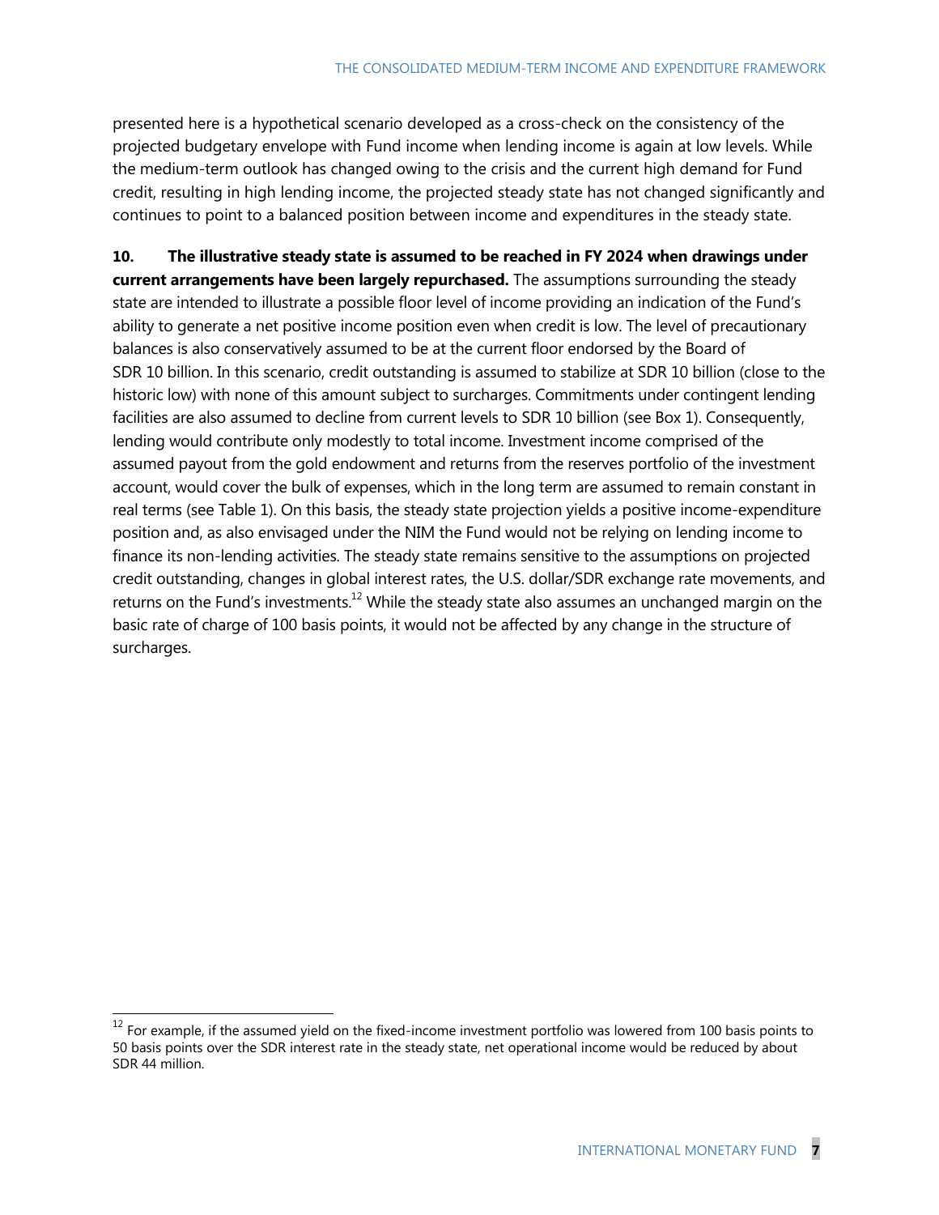presented here is a hypothetical scenario developed as a cross-check on the consistency of the projected budgetary envelope with Fund income when lending income is again at low levels. While the medium-term outlook has changed owing to the crisis and the current high demand for Fund credit, resulting in high lending income, the projected steady state has not changed significantly and continues to point to a balanced position between income and expenditures in the steady state.

**10. The illustrative steady state is assumed to be reached in FY 2024 when drawings under current arrangements have been largely repurchased.** The assumptions surrounding the steady state are intended to illustrate a possible floor level of income providing an indication of the Fund's ability to generate a net positive income position even when credit is low. The level of precautionary balances is also conservatively assumed to be at the current floor endorsed by the Board of SDR 10 billion. In this scenario, credit outstanding is assumed to stabilize at SDR 10 billion (close to the historic low) with none of this amount subject to surcharges. Commitments under contingent lending facilities are also assumed to decline from current levels to SDR 10 billion (see Box 1). Consequently, lending would contribute only modestly to total income. Investment income comprised of the assumed payout from the gold endowment and returns from the reserves portfolio of the investment account, would cover the bulk of expenses, which in the long term are assumed to remain constant in real terms (see Table 1). On this basis, the steady state projection yields a positive income-expenditure position and, as also envisaged under the NIM the Fund would not be relying on lending income to finance its non-lending activities. The steady state remains sensitive to the assumptions on projected credit outstanding, changes in global interest rates, the U.S. dollar/SDR exchange rate movements, and returns on the Fund's investments.[12] While the steady state also assumes an unchanged margin on the basic rate of charge of 100 basis points, it would not be affected by any change in the structure of surcharges.

---

[12] For example, if the assumed yield on the fixed-income investment portfolio was lowered from 100 basis points to 50 basis points over the SDR interest rate in the steady state, net operational income would be reduced by about SDR 44 million.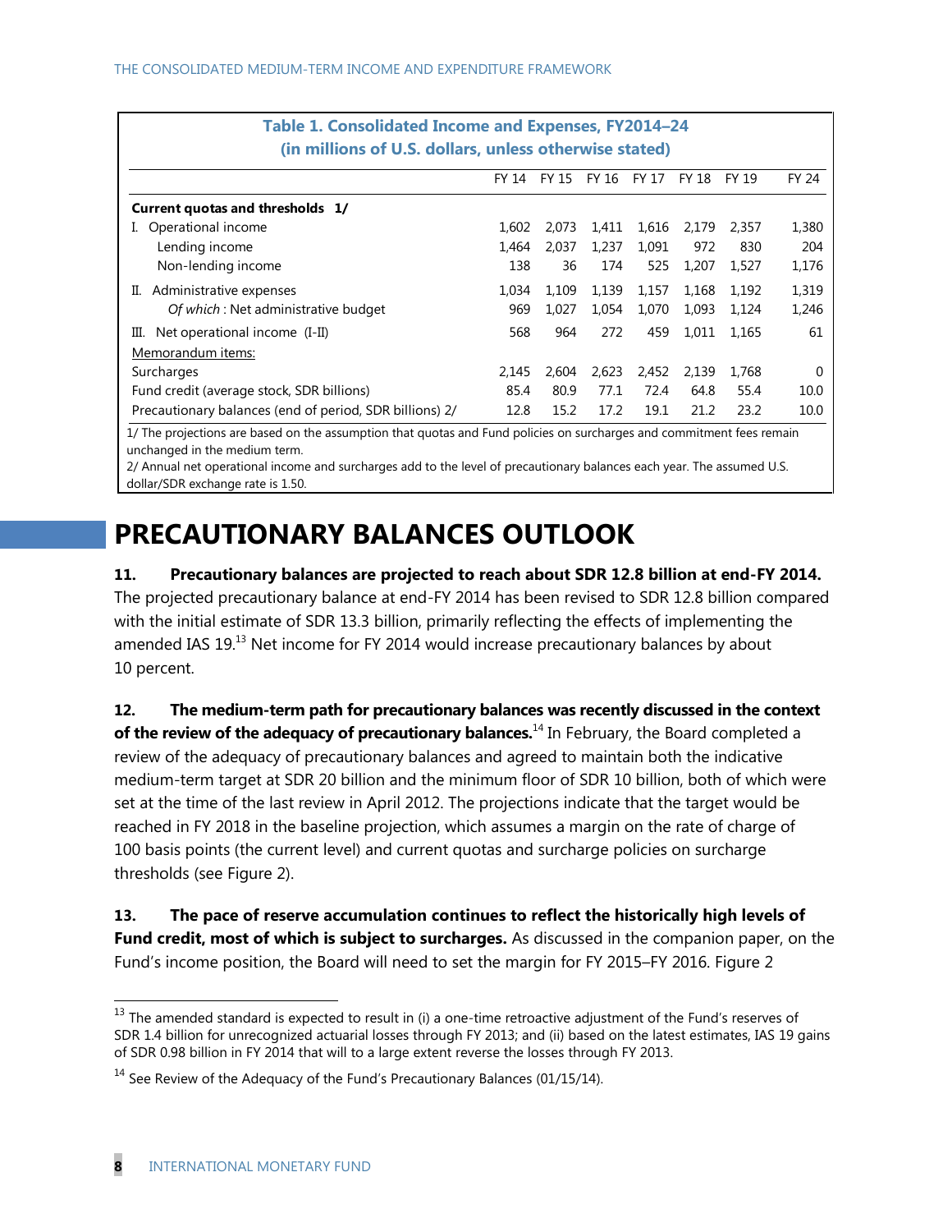**Table 1. Consolidated Income and Expenses, FY2014–24**
**(in millions of U.S. dollars, unless otherwise stated)**

| | FY 14 | FY 15 | FY 16 | FY 17 | FY 18 | FY 19 | FY 24 |
|---|---|---|---|---|---|---|---|
| **Current quotas and thresholds 1/** | | | | | | | |
| I. Operational income | 1,602 | 2,073 | 1,411 | 1,616 | 2,179 | 2,357 | 1,380 |
| Lending income | 1,464 | 2,037 | 1,237 | 1,091 | 972 | 830 | 204 |
| Non-lending income | 138 | 36 | 174 | 525 | 1,207 | 1,527 | 1,176 |
| II. Administrative expenses | 1,034 | 1,109 | 1,139 | 1,157 | 1,168 | 1,192 | 1,319 |
| *Of which* : Net administrative budget | 969 | 1,027 | 1,054 | 1,070 | 1,093 | 1,124 | 1,246 |
| III. Net operational income (I-II) | 568 | 964 | 272 | 459 | 1,011 | 1,165 | 61 |
| Memorandum items: | | | | | | | |
| Surcharges | 2,145 | 2,604 | 2,623 | 2,452 | 2,139 | 1,768 | 0 |
| Fund credit (average stock, SDR billions) | 85.4 | 80.9 | 77.1 | 72.4 | 64.8 | 55.4 | 10.0 |
| Precautionary balances (end of period, SDR billions) 2/ | 12.8 | 15.2 | 17.2 | 19.1 | 21.2 | 23.2 | 10.0 |

1/ The projections are based on the assumption that quotas and Fund policies on surcharges and commitment fees remain unchanged in the medium term.
2/ Annual net operational income and surcharges add to the level of precautionary balances each year. The assumed U.S. dollar/SDR exchange rate is 1.50.

# PRECAUTIONARY BALANCES OUTLOOK

**11. Precautionary balances are projected to reach about SDR 12.8 billion at end-FY 2014.** The projected precautionary balance at end-FY 2014 has been revised to SDR 12.8 billion compared with the initial estimate of SDR 13.3 billion, primarily reflecting the effects of implementing the amended IAS 19.[13] Net income for FY 2014 would increase precautionary balances by about 10 percent.

**12. The medium-term path for precautionary balances was recently discussed in the context of the review of the adequacy of precautionary balances.**[14] In February, the Board completed a review of the adequacy of precautionary balances and agreed to maintain both the indicative medium-term target at SDR 20 billion and the minimum floor of SDR 10 billion, both of which were set at the time of the last review in April 2012. The projections indicate that the target would be reached in FY 2018 in the baseline projection, which assumes a margin on the rate of charge of 100 basis points (the current level) and current quotas and surcharge policies on surcharge thresholds (see Figure 2).

**13. The pace of reserve accumulation continues to reflect the historically high levels of Fund credit, most of which is subject to surcharges.** As discussed in the companion paper, on the Fund's income position, the Board will need to set the margin for FY 2015–FY 2016. Figure 2

[13] The amended standard is expected to result in (i) a one-time retroactive adjustment of the Fund's reserves of SDR 1.4 billion for unrecognized actuarial losses through FY 2013; and (ii) based on the latest estimates, IAS 19 gains of SDR 0.98 billion in FY 2014 that will to a large extent reverse the losses through FY 2013.

[14] See Review of the Adequacy of the Fund's Precautionary Balances (01/15/14).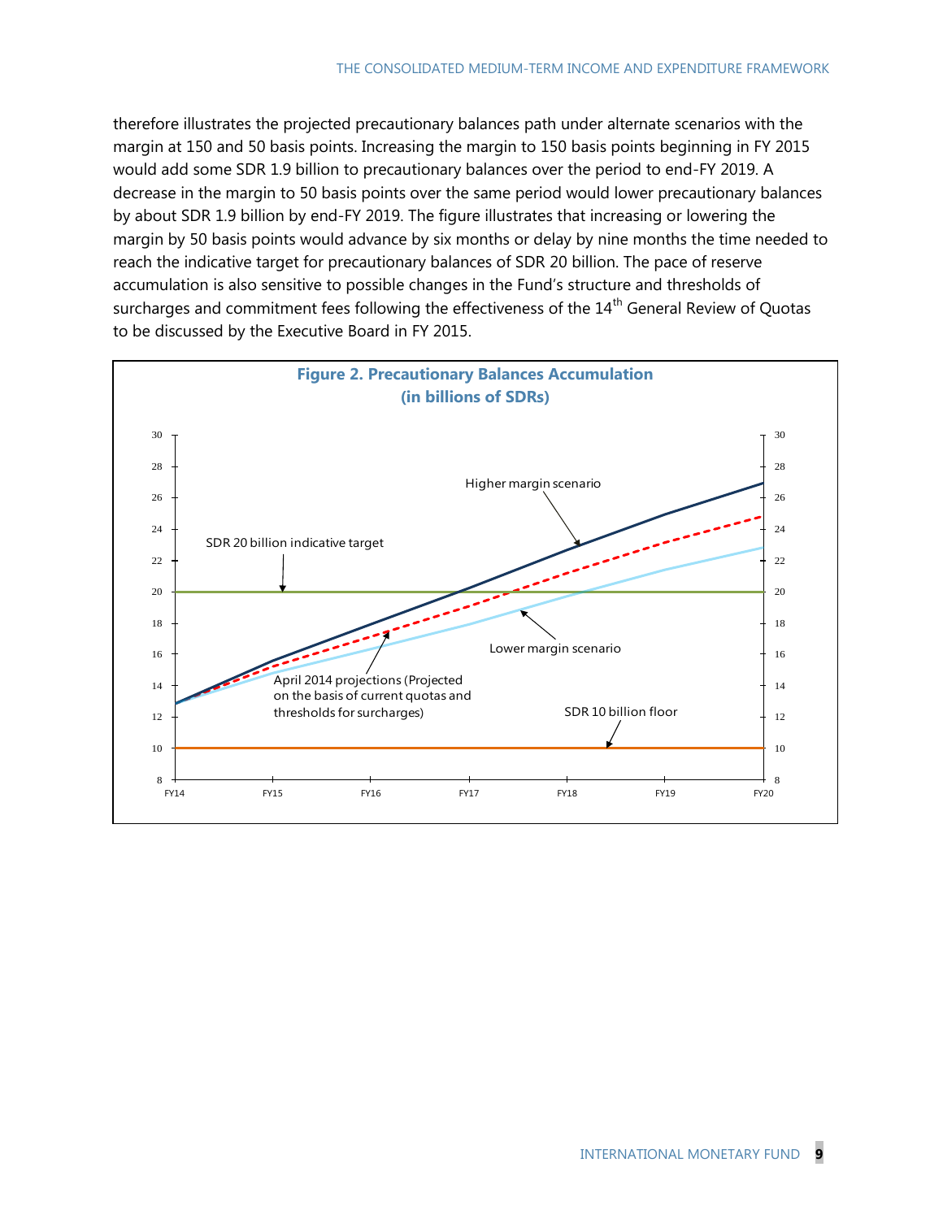therefore illustrates the projected precautionary balances path under alternate scenarios with the margin at 150 and 50 basis points. Increasing the margin to 150 basis points beginning in FY 2015 would add some SDR 1.9 billion to precautionary balances over the period to end-FY 2019. A decrease in the margin to 50 basis points over the same period would lower precautionary balances by about SDR 1.9 billion by end-FY 2019. The figure illustrates that increasing or lowering the margin by 50 basis points would advance by six months or delay by nine months the time needed to reach the indicative target for precautionary balances of SDR 20 billion. The pace of reserve accumulation is also sensitive to possible changes in the Fund's structure and thresholds of surcharges and commitment fees following the effectiveness of the 14th General Review of Quotas to be discussed by the Executive Board in FY 2015.

**Figure 2. Precautionary Balances Accumulation (in billions of SDRs)**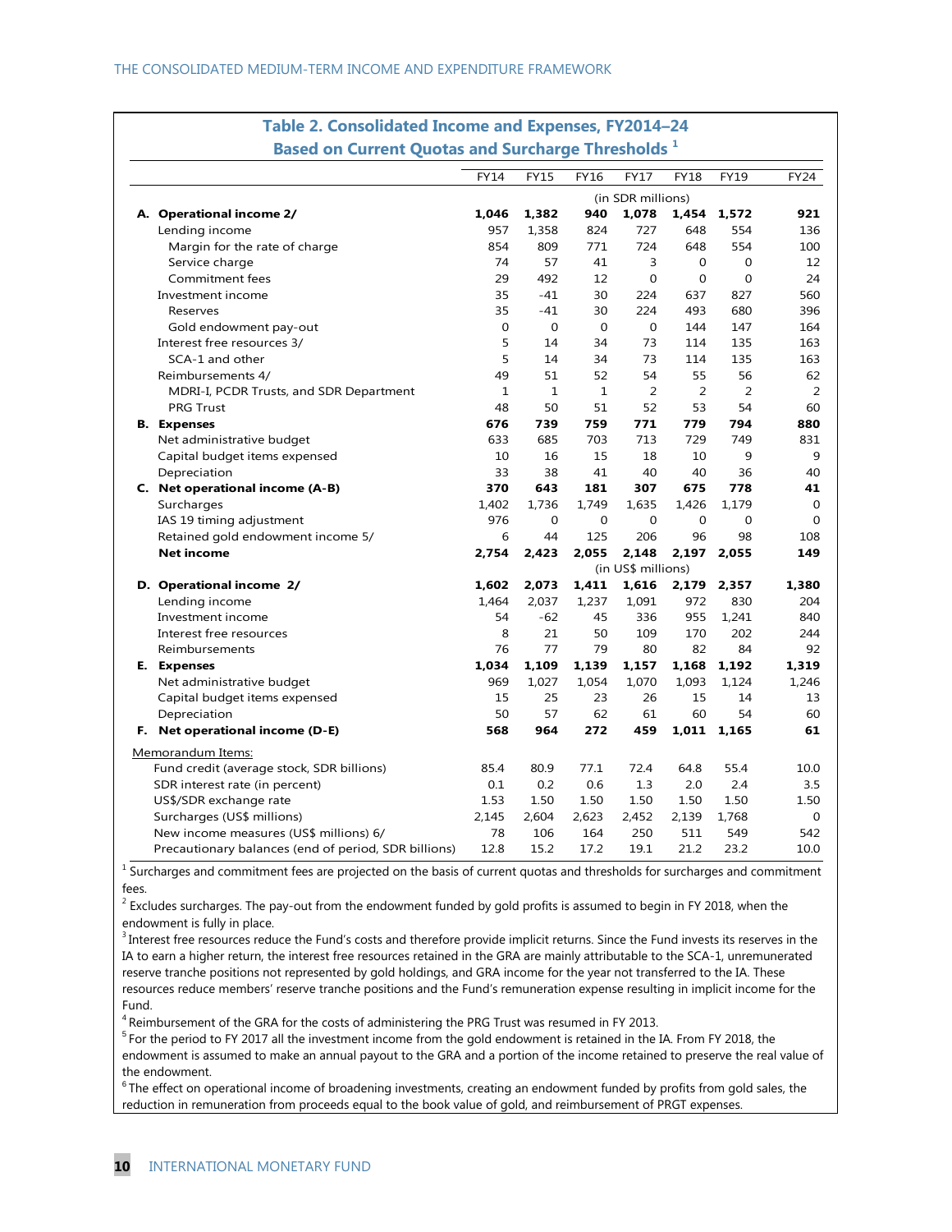## Table 2. Consolidated Income and Expenses, FY2014–24

### Based on Current Quotas and Surcharge Thresholds [1]

| | FY14 | FY15 | FY16 | FY17 | FY18 | FY19 | FY24 |
|---|---|---|---|---|---|---|---|
| | (in SDR millions) | | | | | | |
| **A. Operational income 2/** | **1,046** | **1,382** | **940** | **1,078** | **1,454** | **1,572** | **921** |
| Lending income | 957 | 1,358 | 824 | 727 | 648 | 554 | 136 |
| Margin for the rate of charge | 854 | 809 | 771 | 724 | 648 | 554 | 100 |
| Service charge | 74 | 57 | 41 | 3 | 0 | 0 | 12 |
| Commitment fees | 29 | 492 | 12 | 0 | 0 | 0 | 24 |
| Investment income | 35 | -41 | 30 | 224 | 637 | 827 | 560 |
| Reserves | 35 | -41 | 30 | 224 | 493 | 680 | 396 |
| Gold endowment pay-out | 0 | 0 | 0 | 0 | 144 | 147 | 164 |
| Interest free resources 3/ | 5 | 14 | 34 | 73 | 114 | 135 | 163 |
| SCA-1 and other | 5 | 14 | 34 | 73 | 114 | 135 | 163 |
| Reimbursements 4/ | 49 | 51 | 52 | 54 | 55 | 56 | 62 |
| MDRI-I, PCDR Trusts, and SDR Department | 1 | 1 | 1 | 2 | 2 | 2 | 2 |
| PRG Trust | 48 | 50 | 51 | 52 | 53 | 54 | 60 |
| **B. Expenses** | **676** | **739** | **759** | **771** | **779** | **794** | **880** |
| Net administrative budget | 633 | 685 | 703 | 713 | 729 | 749 | 831 |
| Capital budget items expensed | 10 | 16 | 15 | 18 | 10 | 9 | 9 |
| Depreciation | 33 | 38 | 41 | 40 | 40 | 36 | 40 |
| **C. Net operational income (A-B)** | **370** | **643** | **181** | **307** | **675** | **778** | **41** |
| Surcharges | 1,402 | 1,736 | 1,749 | 1,635 | 1,426 | 1,179 | 0 |
| IAS 19 timing adjustment | 976 | 0 | 0 | 0 | 0 | 0 | 0 |
| Retained gold endowment income 5/ | 6 | 44 | 125 | 206 | 96 | 98 | 108 |
| **Net income** | **2,754** | **2,423** | **2,055** | **2,148** | **2,197** | **2,055** | **149** |
| | (in US$ millions) | | | | | | |
| **D. Operational income 2/** | **1,602** | **2,073** | **1,411** | **1,616** | **2,179** | **2,357** | **1,380** |
| Lending income | 1,464 | 2,037 | 1,237 | 1,091 | 972 | 830 | 204 |
| Investment income | 54 | -62 | 45 | 336 | 955 | 1,241 | 840 |
| Interest free resources | 8 | 21 | 50 | 109 | 170 | 202 | 244 |
| Reimbursements | 76 | 77 | 79 | 80 | 82 | 84 | 92 |
| **E. Expenses** | **1,034** | **1,109** | **1,139** | **1,157** | **1,168** | **1,192** | **1,319** |
| Net administrative budget | 969 | 1,027 | 1,054 | 1,070 | 1,093 | 1,124 | 1,246 |
| Capital budget items expensed | 15 | 25 | 23 | 26 | 15 | 14 | 13 |
| Depreciation | 50 | 57 | 62 | 61 | 60 | 54 | 60 |
| **F. Net operational income (D-E)** | **568** | **964** | **272** | **459** | **1,011** | **1,165** | **61** |
| Memorandum Items: | | | | | | | |
| Fund credit (average stock, SDR billions) | 85.4 | 80.9 | 77.1 | 72.4 | 64.8 | 55.4 | 10.0 |
| SDR interest rate (in percent) | 0.1 | 0.2 | 0.6 | 1.3 | 2.0 | 2.4 | 3.5 |
| US$/SDR exchange rate | 1.53 | 1.50 | 1.50 | 1.50 | 1.50 | 1.50 | 1.50 |
| Surcharges (US$ millions) | 2,145 | 2,604 | 2,623 | 2,452 | 2,139 | 1,768 | 0 |
| New income measures (US$ millions) 6/ | 78 | 106 | 164 | 250 | 511 | 549 | 542 |
| Precautionary balances (end of period, SDR billions) | 12.8 | 15.2 | 17.2 | 19.1 | 21.2 | 23.2 | 10.0 |

[1] Surcharges and commitment fees are projected on the basis of current quotas and thresholds for surcharges and commitment fees.

[2] Excludes surcharges. The pay-out from the endowment funded by gold profits is assumed to begin in FY 2018, when the endowment is fully in place.

[3] Interest free resources reduce the Fund's costs and therefore provide implicit returns. Since the Fund invests its reserves in the IA to earn a higher return, the interest free resources retained in the GRA are mainly attributable to the SCA-1, unremunerated reserve tranche positions not represented by gold holdings, and GRA income for the year not transferred to the IA. These resources reduce members' reserve tranche positions and the Fund's remuneration expense resulting in implicit income for the Fund.

[4] Reimbursement of the GRA for the costs of administering the PRG Trust was resumed in FY 2013.

[5] For the period to FY 2017 all the investment income from the gold endowment is retained in the IA. From FY 2018, the endowment is assumed to make an annual payout to the GRA and a portion of the income retained to preserve the real value of the endowment.

[6] The effect on operational income of broadening investments, creating an endowment funded by profits from gold sales, the reduction in remuneration from proceeds equal to the book value of gold, and reimbursement of PRGT expenses.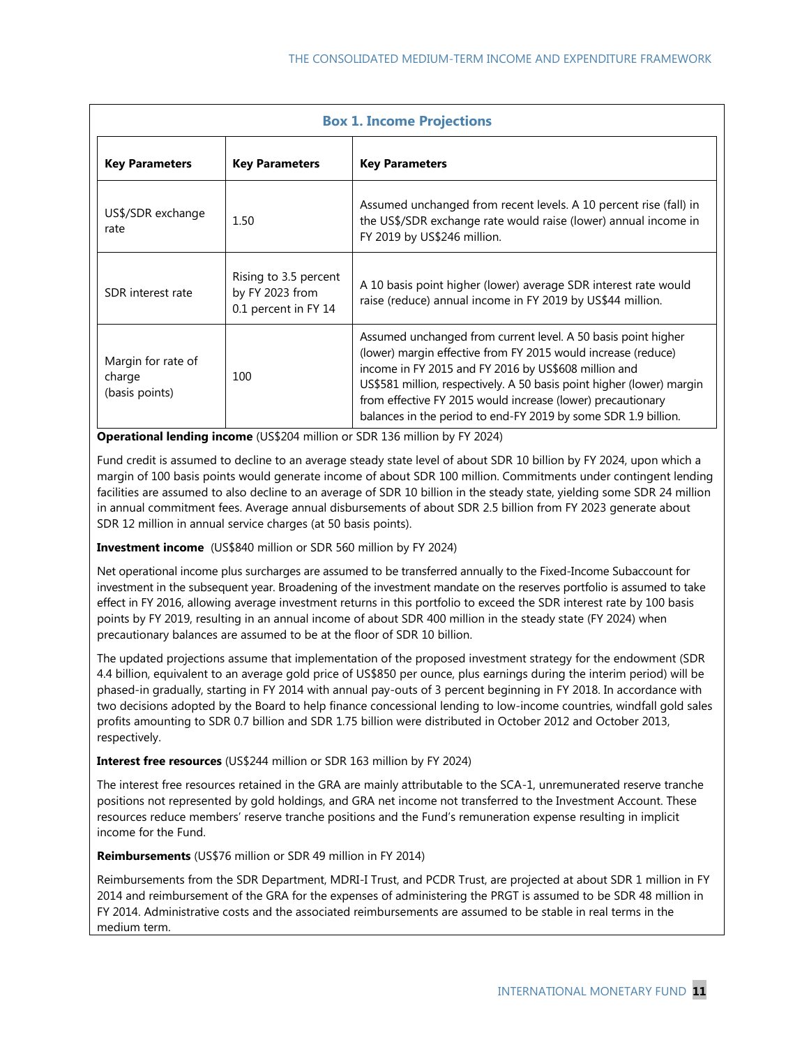**Box 1. Income Projections**

| Key Parameters | Key Parameters | Key Parameters |
|---|---|---|
| US$/SDR exchange rate | 1.50 | Assumed unchanged from recent levels. A 10 percent rise (fall) in the US$/SDR exchange rate would raise (lower) annual income in FY 2019 by US$246 million. |
| SDR interest rate | Rising to 3.5 percent by FY 2023 from 0.1 percent in FY 14 | A 10 basis point higher (lower) average SDR interest rate would raise (reduce) annual income in FY 2019 by US$44 million. |
| Margin for rate of charge (basis points) | 100 | Assumed unchanged from current level. A 50 basis point higher (lower) margin effective from FY 2015 would increase (reduce) income in FY 2015 and FY 2016 by US$608 million and US$581 million, respectively. A 50 basis point higher (lower) margin from effective FY 2015 would increase (lower) precautionary balances in the period to end-FY 2019 by some SDR 1.9 billion. |

**Operational lending income** (US$204 million or SDR 136 million by FY 2024)

Fund credit is assumed to decline to an average steady state level of about SDR 10 billion by FY 2024, upon which a margin of 100 basis points would generate income of about SDR 100 million. Commitments under contingent lending facilities are assumed to also decline to an average of SDR 10 billion in the steady state, yielding some SDR 24 million in annual commitment fees. Average annual disbursements of about SDR 2.5 billion from FY 2023 generate about SDR 12 million in annual service charges (at 50 basis points).

**Investment income** (US$840 million or SDR 560 million by FY 2024)

Net operational income plus surcharges are assumed to be transferred annually to the Fixed-Income Subaccount for investment in the subsequent year. Broadening of the investment mandate on the reserves portfolio is assumed to take effect in FY 2016, allowing average investment returns in this portfolio to exceed the SDR interest rate by 100 basis points by FY 2019, resulting in an annual income of about SDR 400 million in the steady state (FY 2024) when precautionary balances are assumed to be at the floor of SDR 10 billion.

The updated projections assume that implementation of the proposed investment strategy for the endowment (SDR 4.4 billion, equivalent to an average gold price of US$850 per ounce, plus earnings during the interim period) will be phased-in gradually, starting in FY 2014 with annual pay-outs of 3 percent beginning in FY 2018. In accordance with two decisions adopted by the Board to help finance concessional lending to low-income countries, windfall gold sales profits amounting to SDR 0.7 billion and SDR 1.75 billion were distributed in October 2012 and October 2013, respectively.

**Interest free resources** (US$244 million or SDR 163 million by FY 2024)

The interest free resources retained in the GRA are mainly attributable to the SCA-1, unremunerated reserve tranche positions not represented by gold holdings, and GRA net income not transferred to the Investment Account. These resources reduce members' reserve tranche positions and the Fund's remuneration expense resulting in implicit income for the Fund.

**Reimbursements** (US$76 million or SDR 49 million in FY 2014)

Reimbursements from the SDR Department, MDRI-I Trust, and PCDR Trust, are projected at about SDR 1 million in FY 2014 and reimbursement of the GRA for the expenses of administering the PRGT is assumed to be SDR 48 million in FY 2014. Administrative costs and the associated reimbursements are assumed to be stable in real terms in the medium term.